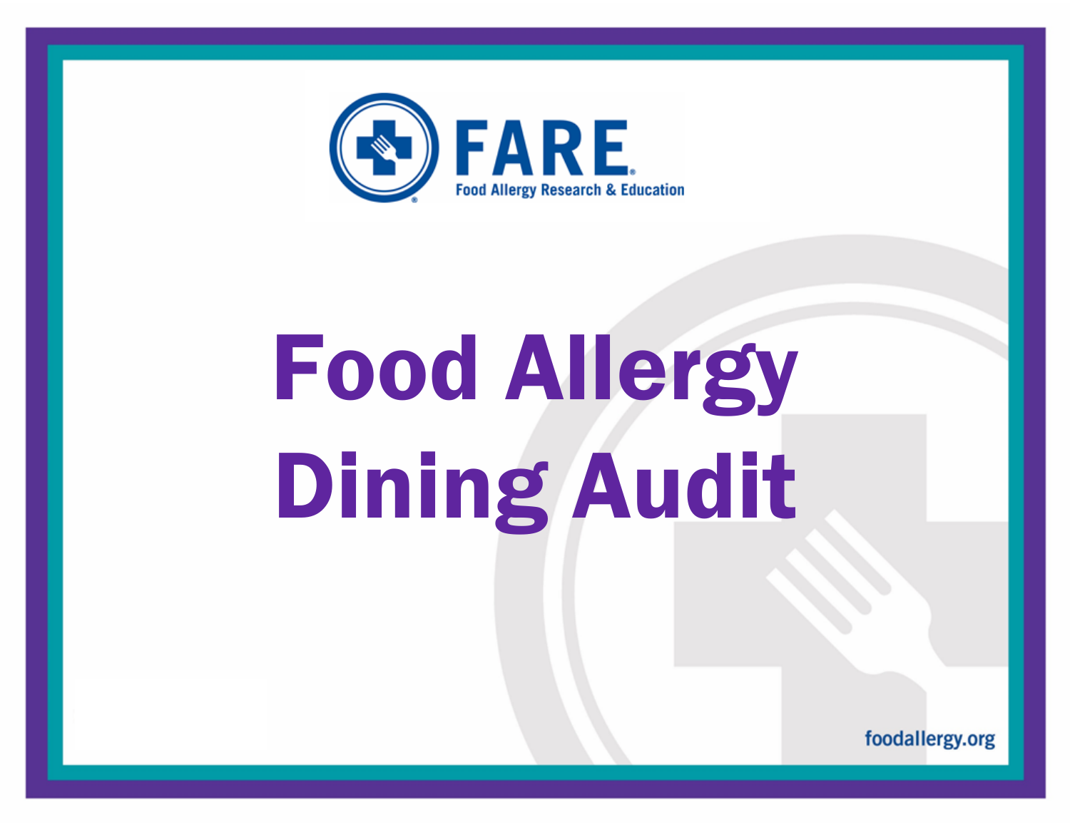FARE

Food Allergy Research & Education

# Food Allergy Dining Audit

foodallergy.org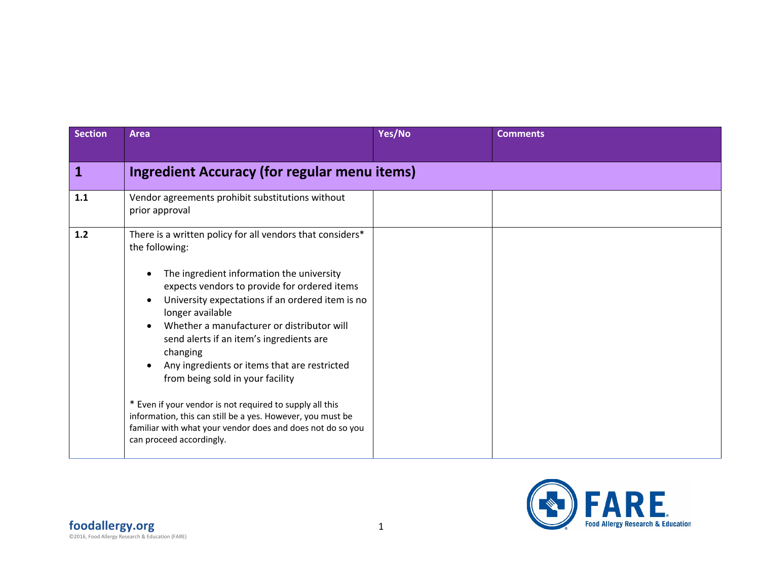| Section | Area | Yes/No | Comments |
|---|---|---|---|
| **1** | **Ingredient Accuracy (for regular menu items)** | | |
| **1.1** | Vendor agreements prohibit substitutions without prior approval | | |
| **1.2** | There is a written policy for all vendors that considers* the following:<br><br>• The ingredient information the university expects vendors to provide for ordered items<br>• University expectations if an ordered item is no longer available<br>• Whether a manufacturer or distributor will send alerts if an item's ingredients are changing<br>• Any ingredients or items that are restricted from being sold in your facility<br><br>* Even if your vendor is not required to supply all this information, this can still be a yes. However, you must be familiar with what your vendor does and does not do so you can proceed accordingly. | | |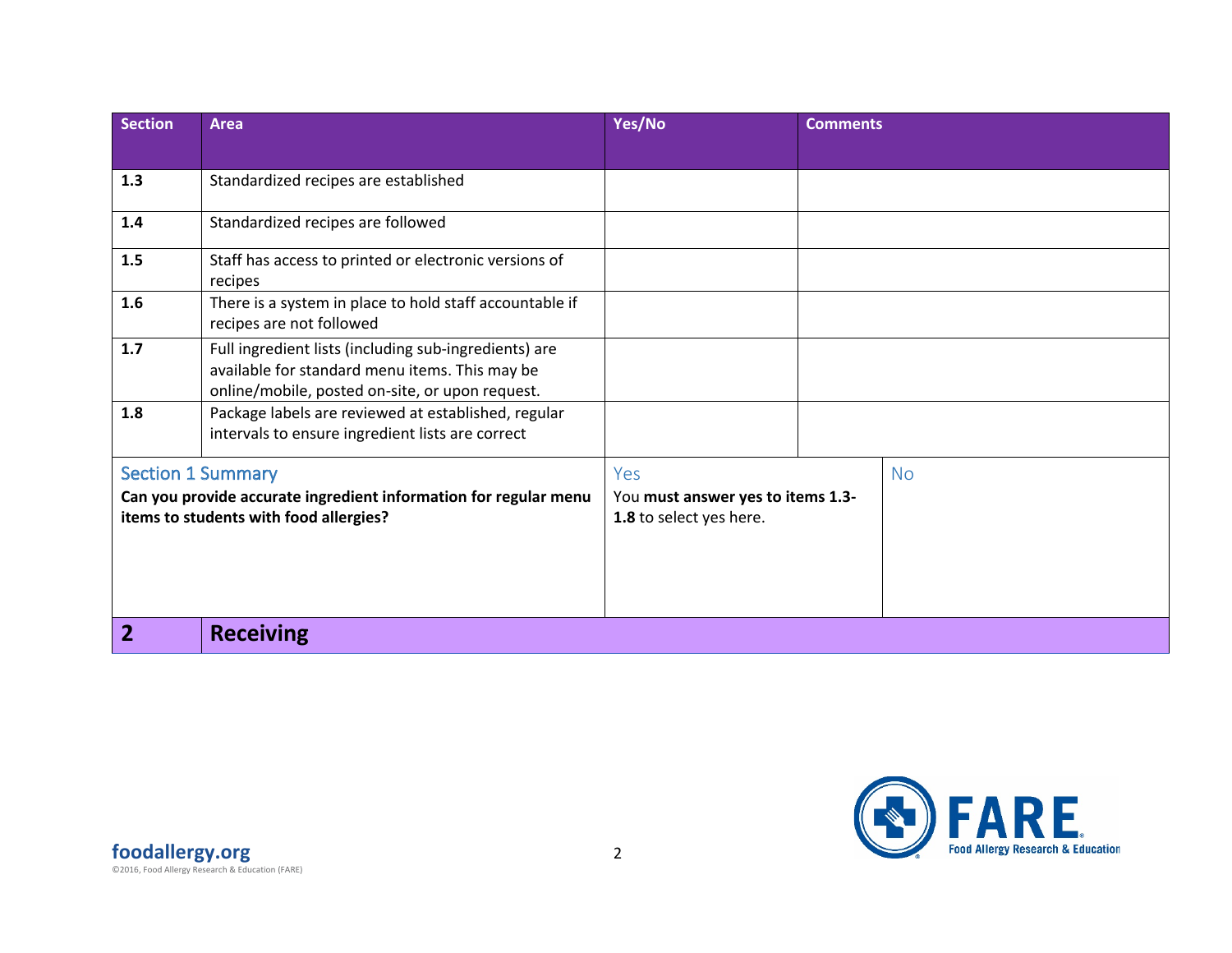| Section | Area | Yes/No | Comments |
|---|---|---|---|
| **1.3** | Standardized recipes are established | | |
| **1.4** | Standardized recipes are followed | | |
| **1.5** | Staff has access to printed or electronic versions of recipes | | |
| **1.6** | There is a system in place to hold staff accountable if recipes are not followed | | |
| **1.7** | Full ingredient lists (including sub-ingredients) are available for standard menu items. This may be online/mobile, posted on-site, or upon request. | | |
| **1.8** | Package labels are reviewed at established, regular intervals to ensure ingredient lists are correct | | |
| Section 1 Summary<br>**Can you provide accurate ingredient information for regular menu items to students with food allergies?** | | Yes<br>You **must answer yes to items 1.3-1.8** to select yes here. | No |
| **2** | **Receiving** | | |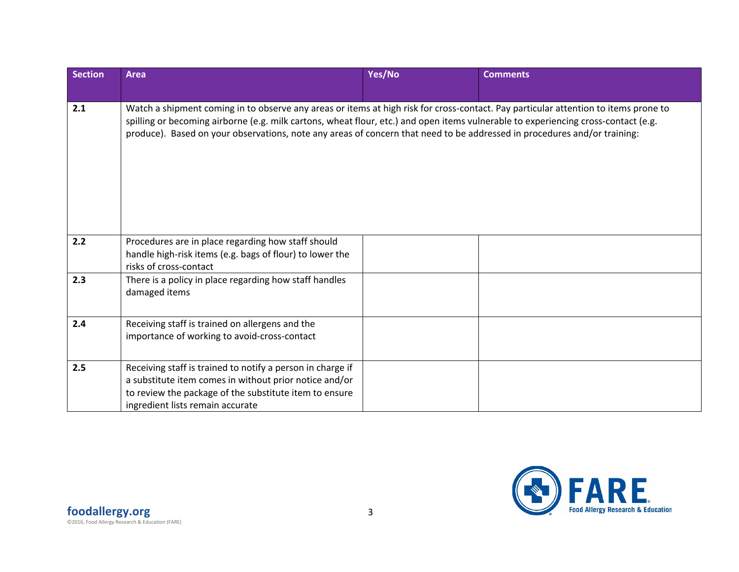| Section | Area | Yes/No | Comments |
|---|---|---|---|
| 2.1 | Watch a shipment coming in to observe any areas or items at high risk for cross-contact. Pay particular attention to items prone to spilling or becoming airborne (e.g. milk cartons, wheat flour, etc.) and open items vulnerable to experiencing cross-contact (e.g. produce). Based on your observations, note any areas of concern that need to be addressed in procedures and/or training: | | |
| 2.2 | Procedures are in place regarding how staff should handle high-risk items (e.g. bags of flour) to lower the risks of cross-contact | | |
| 2.3 | There is a policy in place regarding how staff handles damaged items | | |
| 2.4 | Receiving staff is trained on allergens and the importance of working to avoid-cross-contact | | |
| 2.5 | Receiving staff is trained to notify a person in charge if a substitute item comes in without prior notice and/or to review the package of the substitute item to ensure ingredient lists remain accurate | | |

foodallergy.org
©2016, Food Allergy Research & Education (FARE)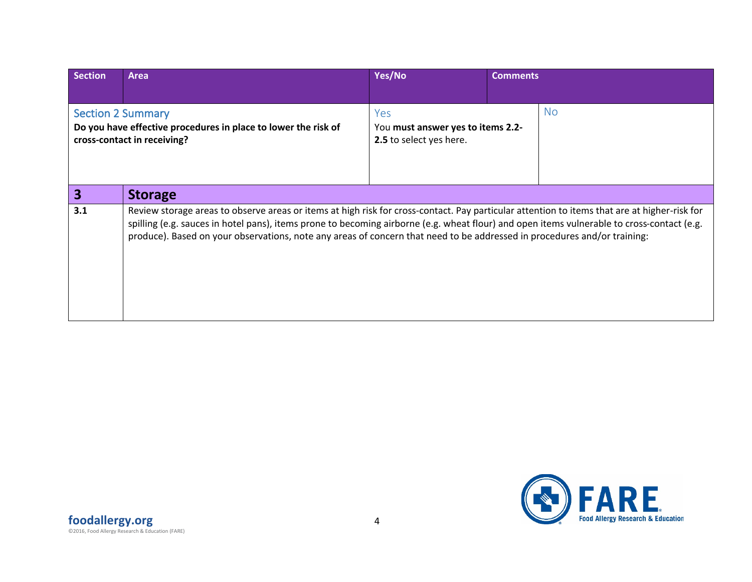| Section | Area | Yes/No | Comments |
|---|---|---|---|
| **Section 2 Summary**<br>**Do you have effective procedures in place to lower the risk of cross-contact in receiving?** | | Yes<br>You **must answer yes to items 2.2-2.5** to select yes here. | No |
| **3** | **Storage** | | |
| **3.1** | Review storage areas to observe areas or items at high risk for cross-contact. Pay particular attention to items that are at higher-risk for spilling (e.g. sauces in hotel pans), items prone to becoming airborne (e.g. wheat flour) and open items vulnerable to cross-contact (e.g. produce). Based on your observations, note any areas of concern that need to be addressed in procedures and/or training: | | |

foodallergy.org
©2016, Food Allergy Research & Education (FARE)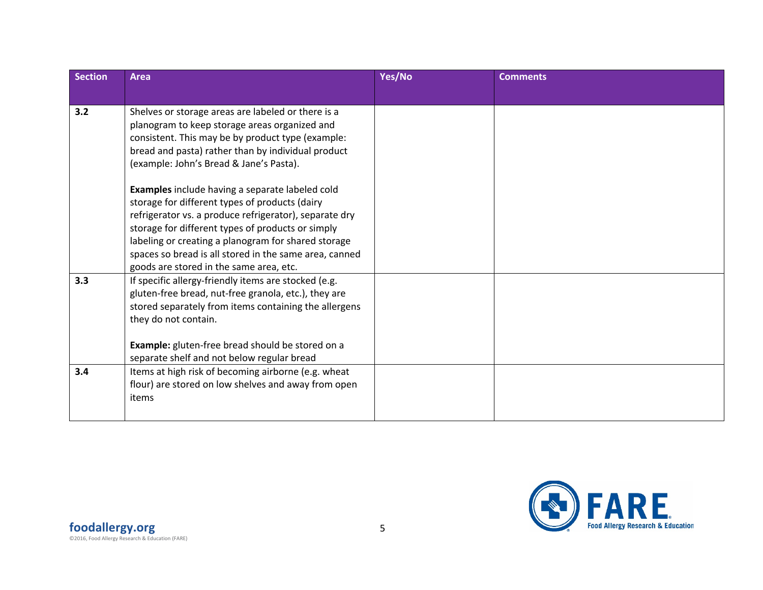| Section | Area | Yes/No | Comments |
|---|---|---|---|
| 3.2 | Shelves or storage areas are labeled or there is a planogram to keep storage areas organized and consistent. This may be by product type (example: bread and pasta) rather than by individual product (example: John's Bread & Jane's Pasta).<br><br>**Examples** include having a separate labeled cold storage for different types of products (dairy refrigerator vs. a produce refrigerator), separate dry storage for different types of products or simply labeling or creating a planogram for shared storage spaces so bread is all stored in the same area, canned goods are stored in the same area, etc. | | |
| 3.3 | If specific allergy-friendly items are stocked (e.g. gluten-free bread, nut-free granola, etc.), they are stored separately from items containing the allergens they do not contain.<br><br>**Example:** gluten-free bread should be stored on a separate shelf and not below regular bread | | |
| 3.4 | Items at high risk of becoming airborne (e.g. wheat flour) are stored on low shelves and away from open items | | |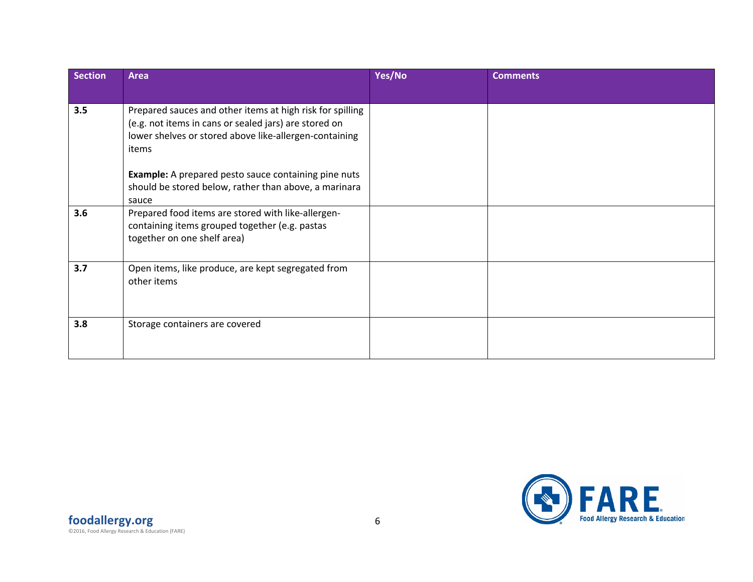| Section | Area | Yes/No | Comments |
|---|---|---|---|
| 3.5 | Prepared sauces and other items at high risk for spilling (e.g. not items in cans or sealed jars) are stored on lower shelves or stored above like-allergen-containing items<br><br>**Example:** A prepared pesto sauce containing pine nuts should be stored below, rather than above, a marinara sauce | | |
| 3.6 | Prepared food items are stored with like-allergen-containing items grouped together (e.g. pastas together on one shelf area) | | |
| 3.7 | Open items, like produce, are kept segregated from other items | | |
| 3.8 | Storage containers are covered | | |

**foodallergy.org**
©2016, Food Allergy Research & Education (FARE)

FARE Food Allergy Research & Education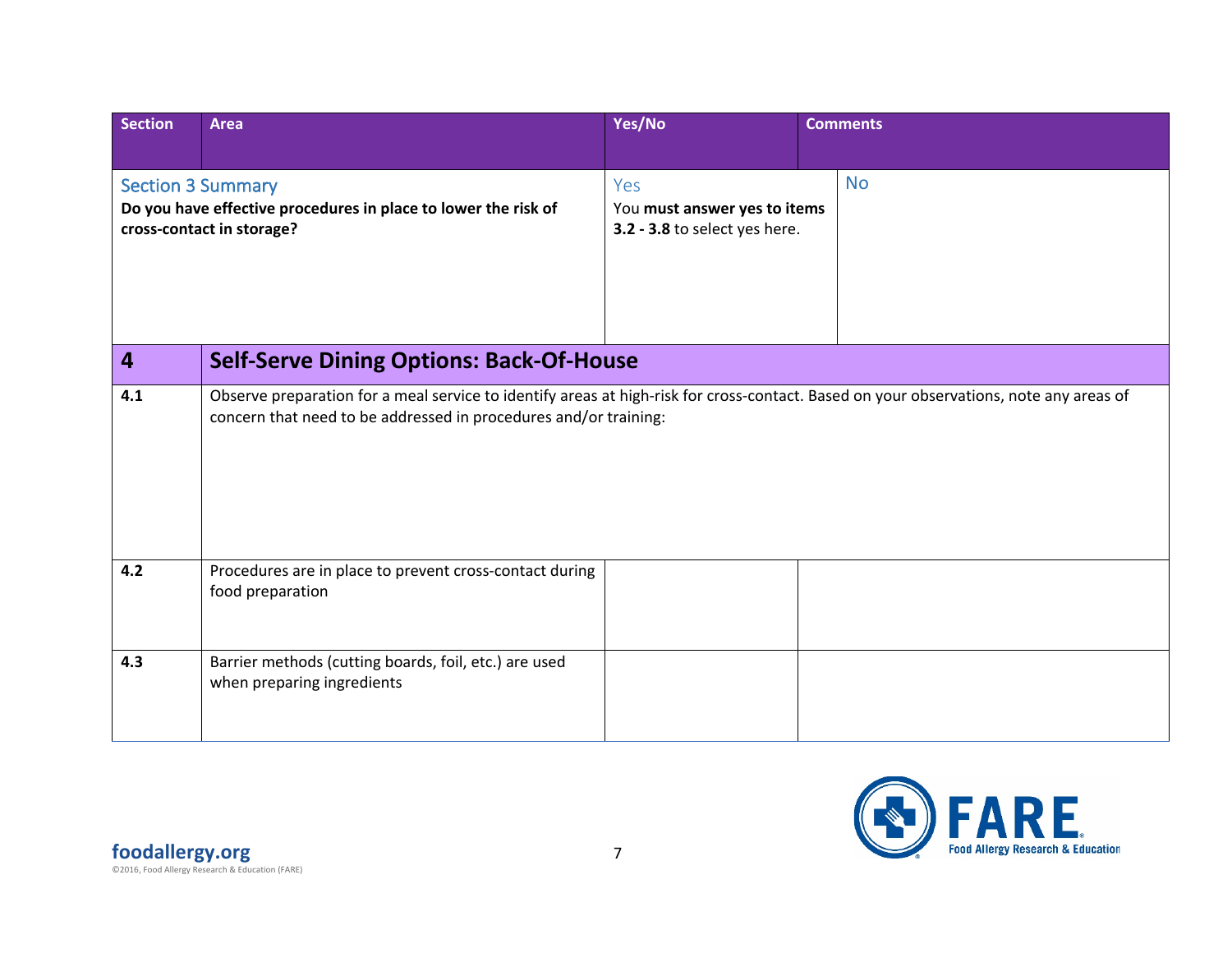| Section | Area | Yes/No | Comments |
|---|---|---|---|
| **Section 3 Summary**<br>**Do you have effective procedures in place to lower the risk of cross-contact in storage?** | | Yes<br>You **must answer yes to items 3.2 - 3.8** to select yes here. | No |
| **4** | **Self-Serve Dining Options: Back-Of-House** | | |
| **4.1** | Observe preparation for a meal service to identify areas at high-risk for cross-contact. Based on your observations, note any areas of concern that need to be addressed in procedures and/or training: | | |
| **4.2** | Procedures are in place to prevent cross-contact during food preparation | | |
| **4.3** | Barrier methods (cutting boards, foil, etc.) are used when preparing ingredients | | |

foodallergy.org
©2016, Food Allergy Research & Education (FARE)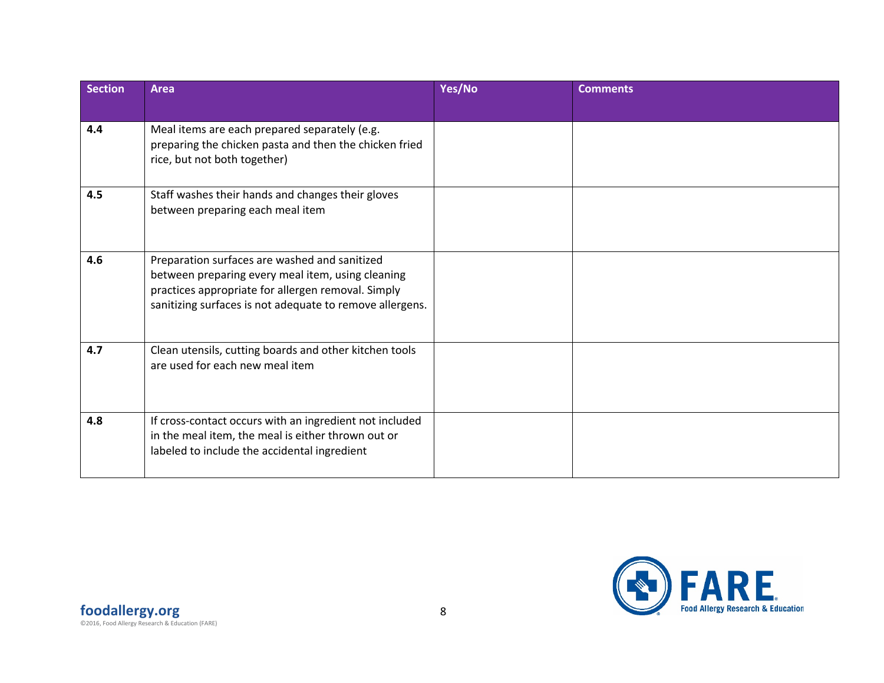| Section | Area | Yes/No | Comments |
|---|---|---|---|
| 4.4 | Meal items are each prepared separately (e.g. preparing the chicken pasta and then the chicken fried rice, but not both together) | | |
| 4.5 | Staff washes their hands and changes their gloves between preparing each meal item | | |
| 4.6 | Preparation surfaces are washed and sanitized between preparing every meal item, using cleaning practices appropriate for allergen removal. Simply sanitizing surfaces is not adequate to remove allergens. | | |
| 4.7 | Clean utensils, cutting boards and other kitchen tools are used for each new meal item | | |
| 4.8 | If cross-contact occurs with an ingredient not included in the meal item, the meal is either thrown out or labeled to include the accidental ingredient | | |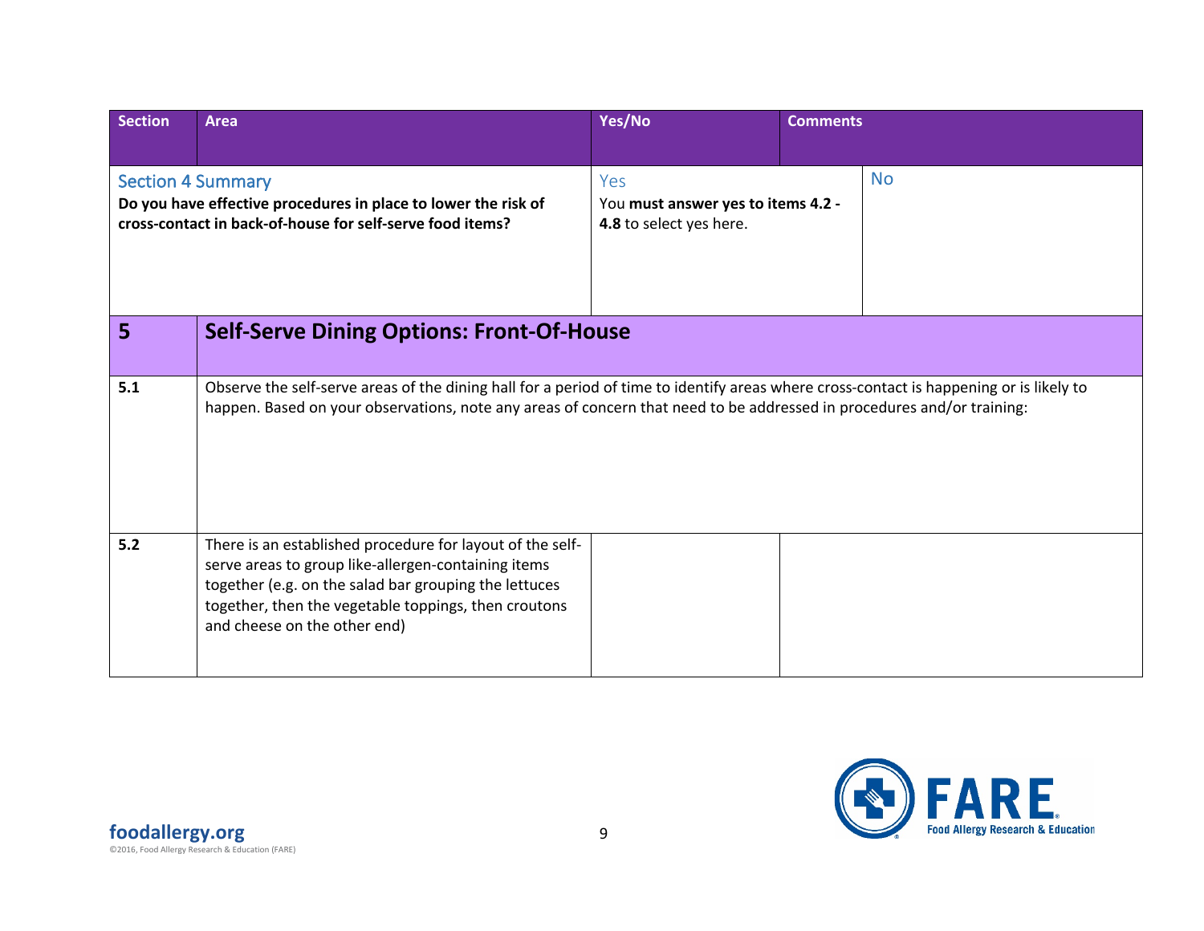| Section | Area | Yes/No | Comments |
|---|---|---|---|
| Section 4 Summary<br>**Do you have effective procedures in place to lower the risk of cross-contact in back-of-house for self-serve food items?** | | Yes<br>You **must answer yes to items 4.2 - 4.8** to select yes here. | No |
| **5** | **Self-Serve Dining Options: Front-Of-House** | | |
| **5.1** | Observe the self-serve areas of the dining hall for a period of time to identify areas where cross-contact is happening or is likely to happen. Based on your observations, note any areas of concern that need to be addressed in procedures and/or training: | | |
| **5.2** | There is an established procedure for layout of the self-serve areas to group like-allergen-containing items together (e.g. on the salad bar grouping the lettuces together, then the vegetable toppings, then croutons and cheese on the other end) | | |

foodallergy.org
©2016, Food Allergy Research & Education (FARE)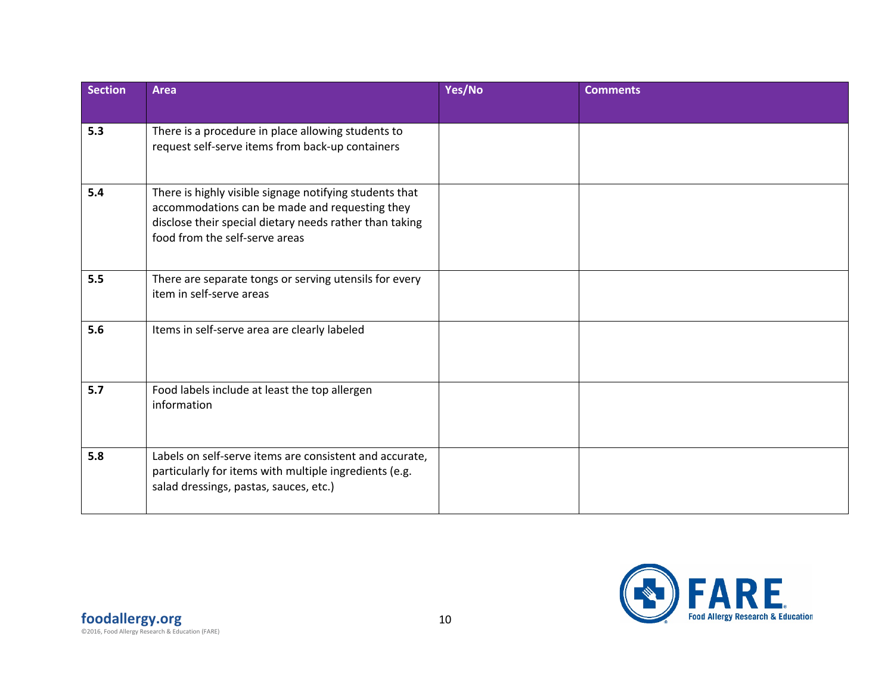| Section | Area | Yes/No | Comments |
| --- | --- | --- | --- |
| 5.3 | There is a procedure in place allowing students to request self-serve items from back-up containers | | |
| 5.4 | There is highly visible signage notifying students that accommodations can be made and requesting they disclose their special dietary needs rather than taking food from the self-serve areas | | |
| 5.5 | There are separate tongs or serving utensils for every item in self-serve areas | | |
| 5.6 | Items in self-serve area are clearly labeled | | |
| 5.7 | Food labels include at least the top allergen information | | |
| 5.8 | Labels on self-serve items are consistent and accurate, particularly for items with multiple ingredients (e.g. salad dressings, pastas, sauces, etc.) | | |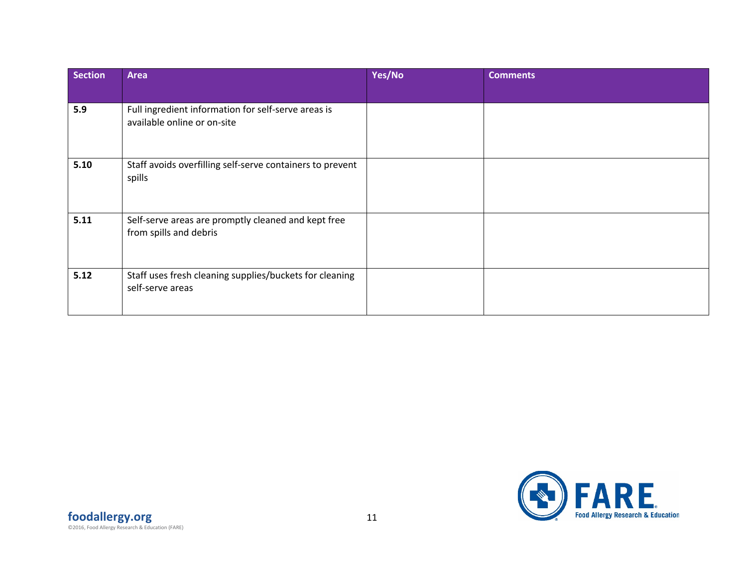| Section | Area | Yes/No | Comments |
|---|---|---|---|
| **5.9** | Full ingredient information for self-serve areas is available online or on-site | | |
| **5.10** | Staff avoids overfilling self-serve containers to prevent spills | | |
| **5.11** | Self-serve areas are promptly cleaned and kept free from spills and debris | | |
| **5.12** | Staff uses fresh cleaning supplies/buckets for cleaning self-serve areas | | |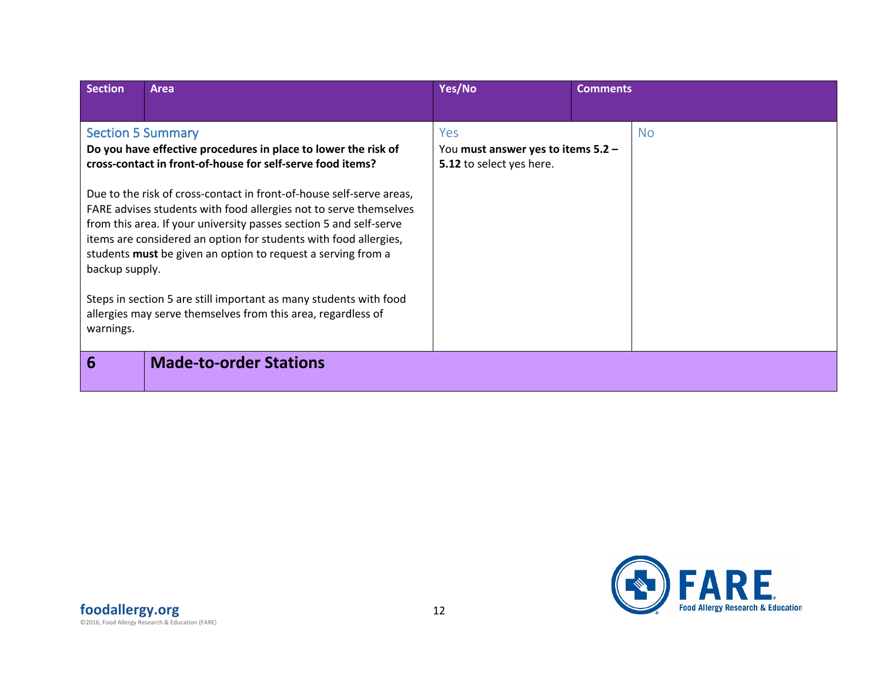| Section | Area | Yes/No | Comments |
|---|---|---|---|
| Section 5 Summary<br>**Do you have effective procedures in place to lower the risk of cross-contact in front-of-house for self-serve food items?**<br><br>Due to the risk of cross-contact in front-of-house self-serve areas, FARE advises students with food allergies not to serve themselves from this area. If your university passes section 5 and self-serve items are considered an option for students with food allergies, students **must** be given an option to request a serving from a backup supply.<br><br>Steps in section 5 are still important as many students with food allergies may serve themselves from this area, regardless of warnings. | | Yes<br>You **must answer yes to items 5.2 – 5.12** to select yes here. | No |
| **6** | **Made-to-order Stations** | | |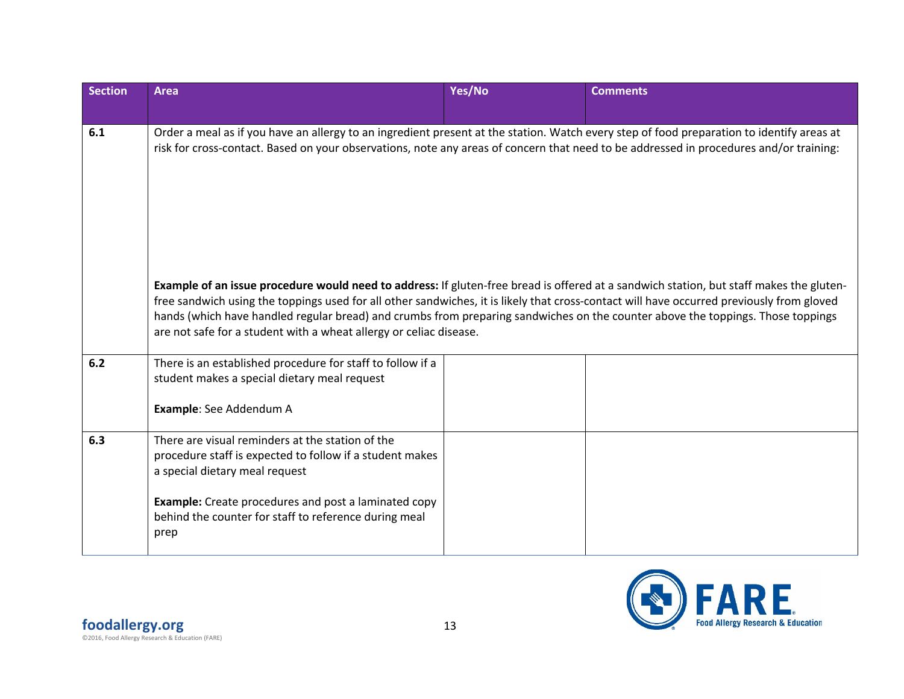| Section | Area | Yes/No | Comments |
|---|---|---|---|
| 6.1 | Order a meal as if you have an allergy to an ingredient present at the station. Watch every step of food preparation to identify areas at risk for cross-contact. Based on your observations, note any areas of concern that need to be addressed in procedures and/or training:<br><br>**Example of an issue procedure would need to address:** If gluten-free bread is offered at a sandwich station, but staff makes the gluten-free sandwich using the toppings used for all other sandwiches, it is likely that cross-contact will have occurred previously from gloved hands (which have handled regular bread) and crumbs from preparing sandwiches on the counter above the toppings. Those toppings are not safe for a student with a wheat allergy or celiac disease. | | |
| 6.2 | There is an established procedure for staff to follow if a student makes a special dietary meal request<br><br>**Example**: See Addendum A | | |
| 6.3 | There are visual reminders at the station of the procedure staff is expected to follow if a student makes a special dietary meal request<br><br>**Example:** Create procedures and post a laminated copy behind the counter for staff to reference during meal prep | | |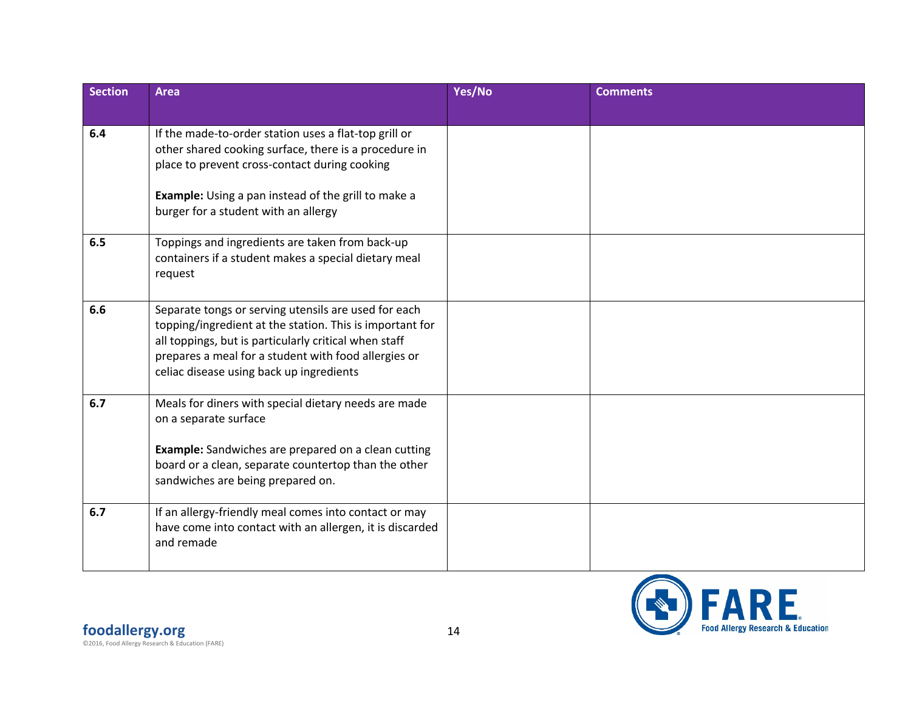| Section | Area | Yes/No | Comments |
|---|---|---|---|
| 6.4 | If the made-to-order station uses a flat-top grill or other shared cooking surface, there is a procedure in place to prevent cross-contact during cooking<br><br>**Example:** Using a pan instead of the grill to make a burger for a student with an allergy | | |
| 6.5 | Toppings and ingredients are taken from back-up containers if a student makes a special dietary meal request | | |
| 6.6 | Separate tongs or serving utensils are used for each topping/ingredient at the station. This is important for all toppings, but is particularly critical when staff prepares a meal for a student with food allergies or celiac disease using back up ingredients | | |
| 6.7 | Meals for diners with special dietary needs are made on a separate surface<br><br>**Example:** Sandwiches are prepared on a clean cutting board or a clean, separate countertop than the other sandwiches are being prepared on. | | |
| 6.7 | If an allergy-friendly meal comes into contact or may have come into contact with an allergen, it is discarded and remade | | |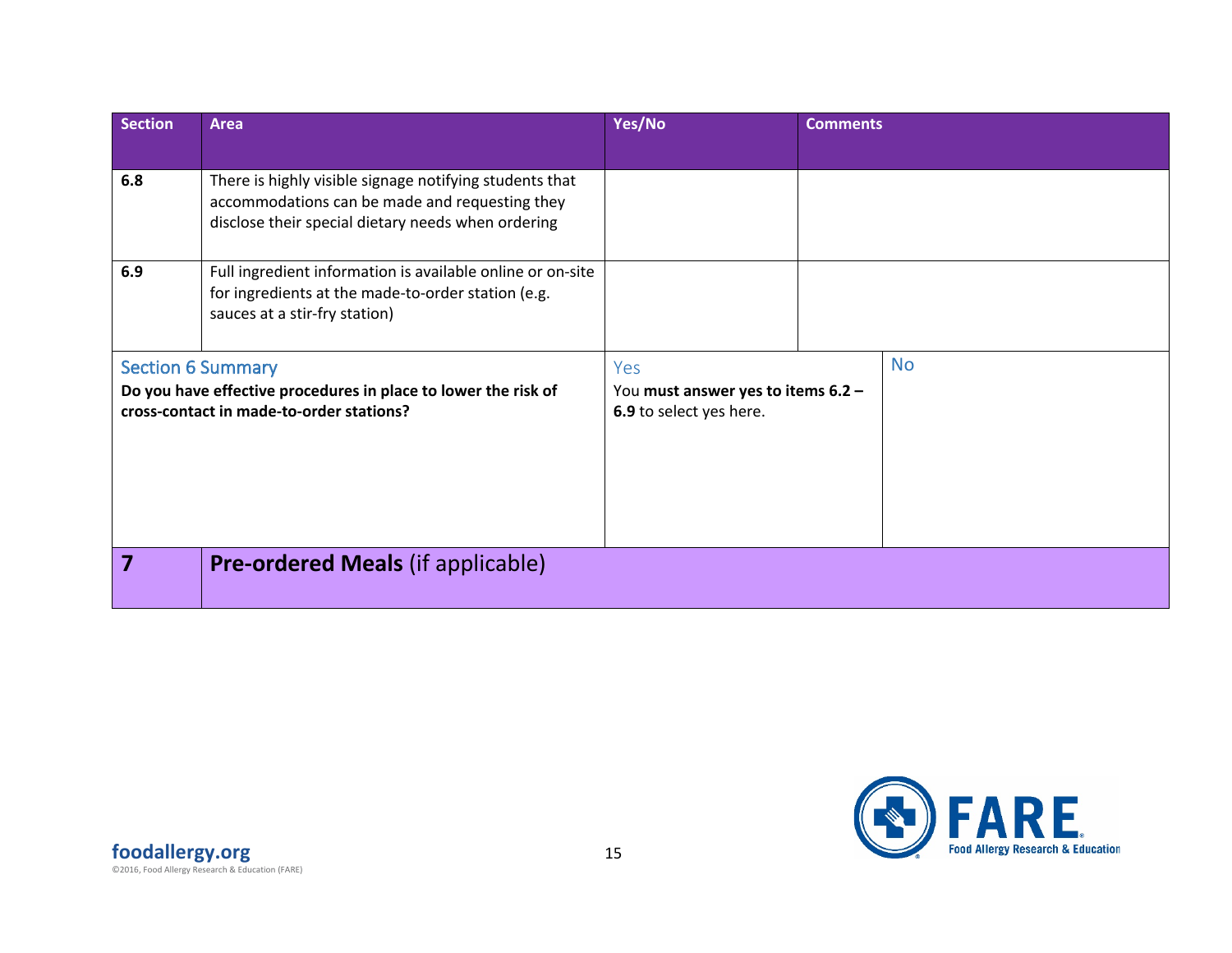| Section | Area | Yes/No | Comments |
|---|---|---|---|
| **6.8** | There is highly visible signage notifying students that accommodations can be made and requesting they disclose their special dietary needs when ordering | | |
| **6.9** | Full ingredient information is available online or on-site for ingredients at the made-to-order station (e.g. sauces at a stir-fry station) | | |
| Section 6 Summary<br>**Do you have effective procedures in place to lower the risk of cross-contact in made-to-order stations?** | | Yes<br>You **must answer yes to items 6.2 – 6.9** to select yes here. | No |
| **7** | **Pre-ordered Meals** (if applicable) | | |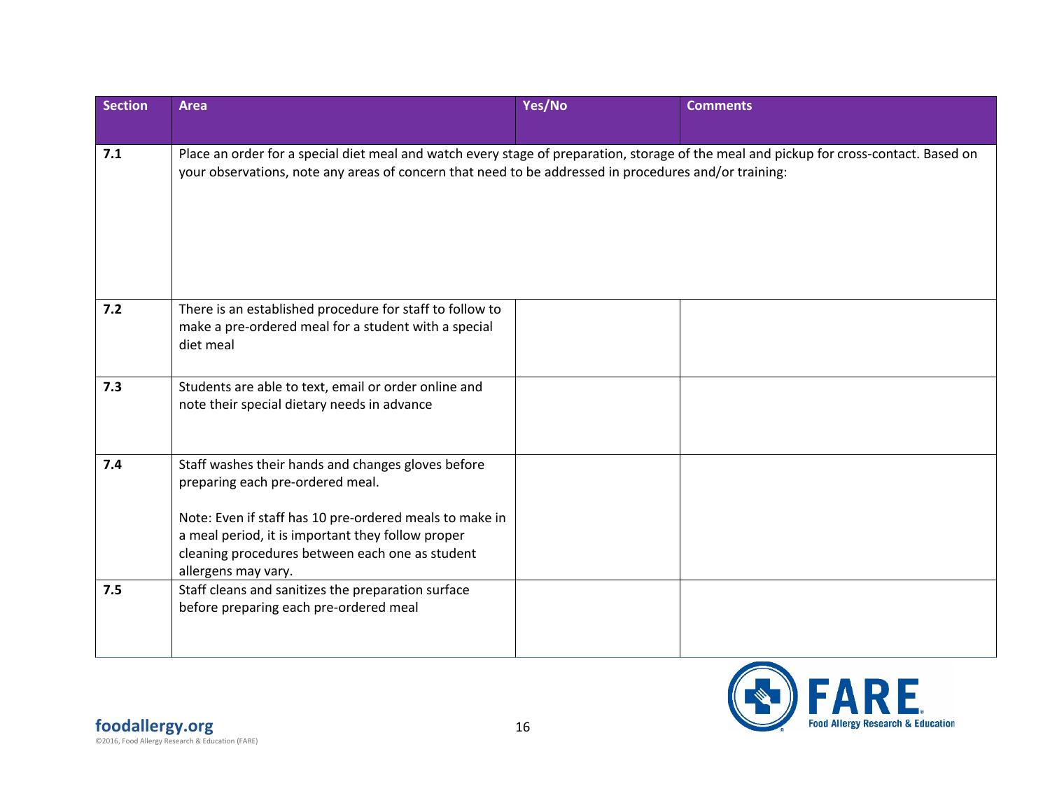| Section | Area | Yes/No | Comments |
|---|---|---|---|
| 7.1 | Place an order for a special diet meal and watch every stage of preparation, storage of the meal and pickup for cross-contact. Based on your observations, note any areas of concern that need to be addressed in procedures and/or training: | | |
| 7.2 | There is an established procedure for staff to follow to make a pre-ordered meal for a student with a special diet meal | | |
| 7.3 | Students are able to text, email or order online and note their special dietary needs in advance | | |
| 7.4 | Staff washes their hands and changes gloves before preparing each pre-ordered meal.<br><br>Note: Even if staff has 10 pre-ordered meals to make in a meal period, it is important they follow proper cleaning procedures between each one as student allergens may vary. | | |
| 7.5 | Staff cleans and sanitizes the preparation surface before preparing each pre-ordered meal | | |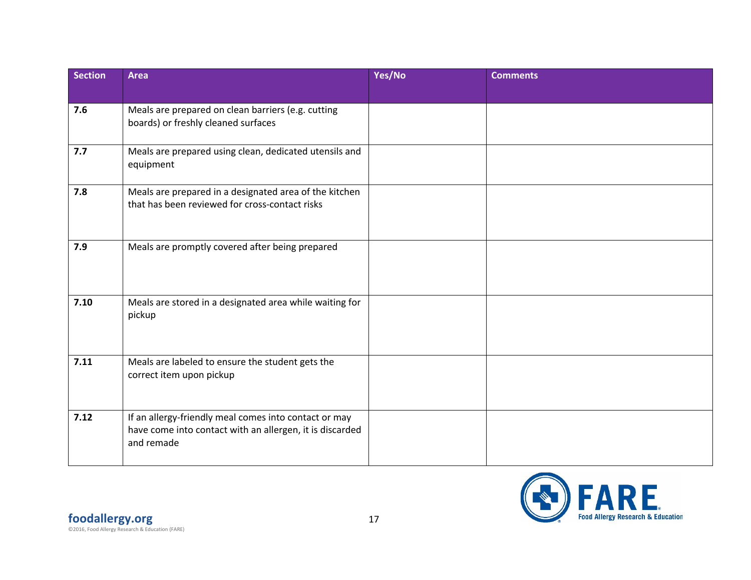| Section | Area | Yes/No | Comments |
|---|---|---|---|
| **7.6** | Meals are prepared on clean barriers (e.g. cutting boards) or freshly cleaned surfaces | | |
| **7.7** | Meals are prepared using clean, dedicated utensils and equipment | | |
| **7.8** | Meals are prepared in a designated area of the kitchen that has been reviewed for cross-contact risks | | |
| **7.9** | Meals are promptly covered after being prepared | | |
| **7.10** | Meals are stored in a designated area while waiting for pickup | | |
| **7.11** | Meals are labeled to ensure the student gets the correct item upon pickup | | |
| **7.12** | If an allergy-friendly meal comes into contact or may have come into contact with an allergen, it is discarded and remade | | |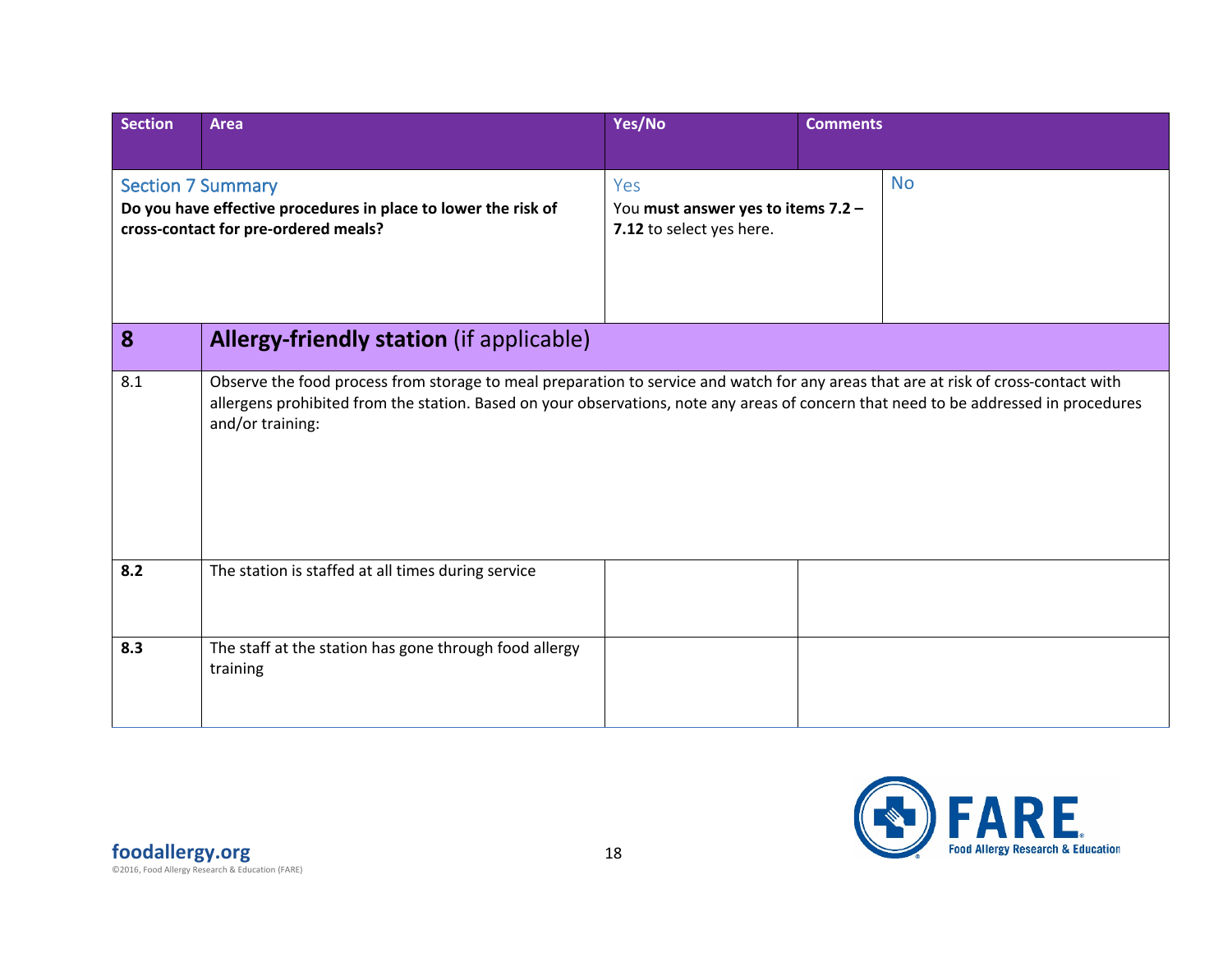| Section | Area | Yes/No | Comments |
| --- | --- | --- | --- |
| **Section 7 Summary** **Do you have effective procedures in place to lower the risk of cross-contact for pre-ordered meals?** | | Yes You **must answer yes to items 7.2 – 7.12** to select yes here. | No |
| **8** | **Allergy-friendly station** (if applicable) | | |
| 8.1 | Observe the food process from storage to meal preparation to service and watch for any areas that are at risk of cross-contact with allergens prohibited from the station. Based on your observations, note any areas of concern that need to be addressed in procedures and/or training: | | |
| **8.2** | The station is staffed at all times during service | | |
| **8.3** | The staff at the station has gone through food allergy training | | |

foodallergy.org
©2016, Food Allergy Research & Education (FARE)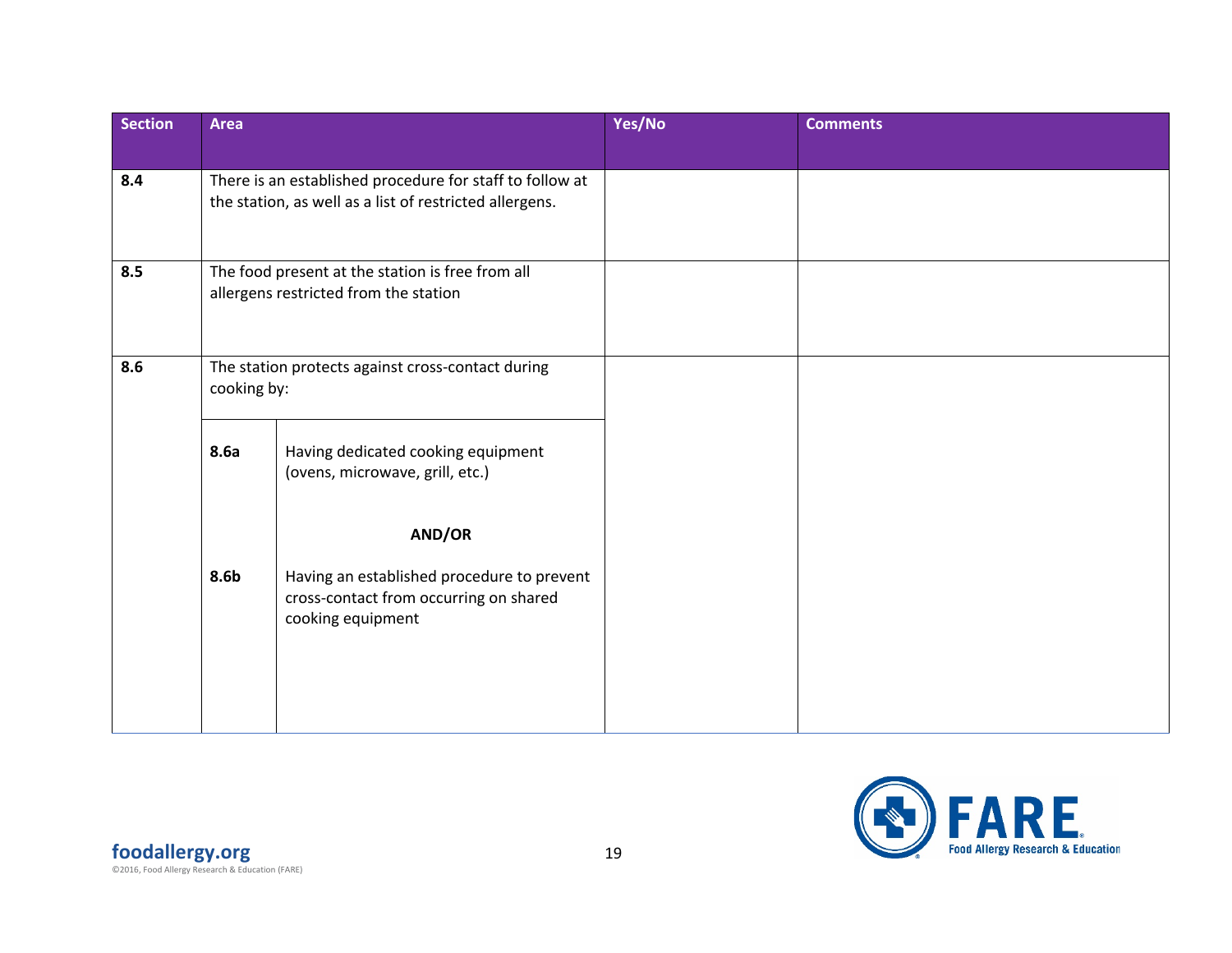| Section | Area | | Yes/No | Comments |
| --- | --- | --- | --- | --- |
| **8.4** | There is an established procedure for staff to follow at the station, as well as a list of restricted allergens. | | | |
| **8.5** | The food present at the station is free from all allergens restricted from the station | | | |
| **8.6** | The station protects against cross-contact during cooking by: | | | |
| | **8.6a** | Having dedicated cooking equipment (ovens, microwave, grill, etc.) | | |
| | | **AND/OR** | | |
| | **8.6b** | Having an established procedure to prevent cross-contact from occurring on shared cooking equipment | | |

foodallergy.org
©2016, Food Allergy Research & Education (FARE)

FARE Food Allergy Research & Education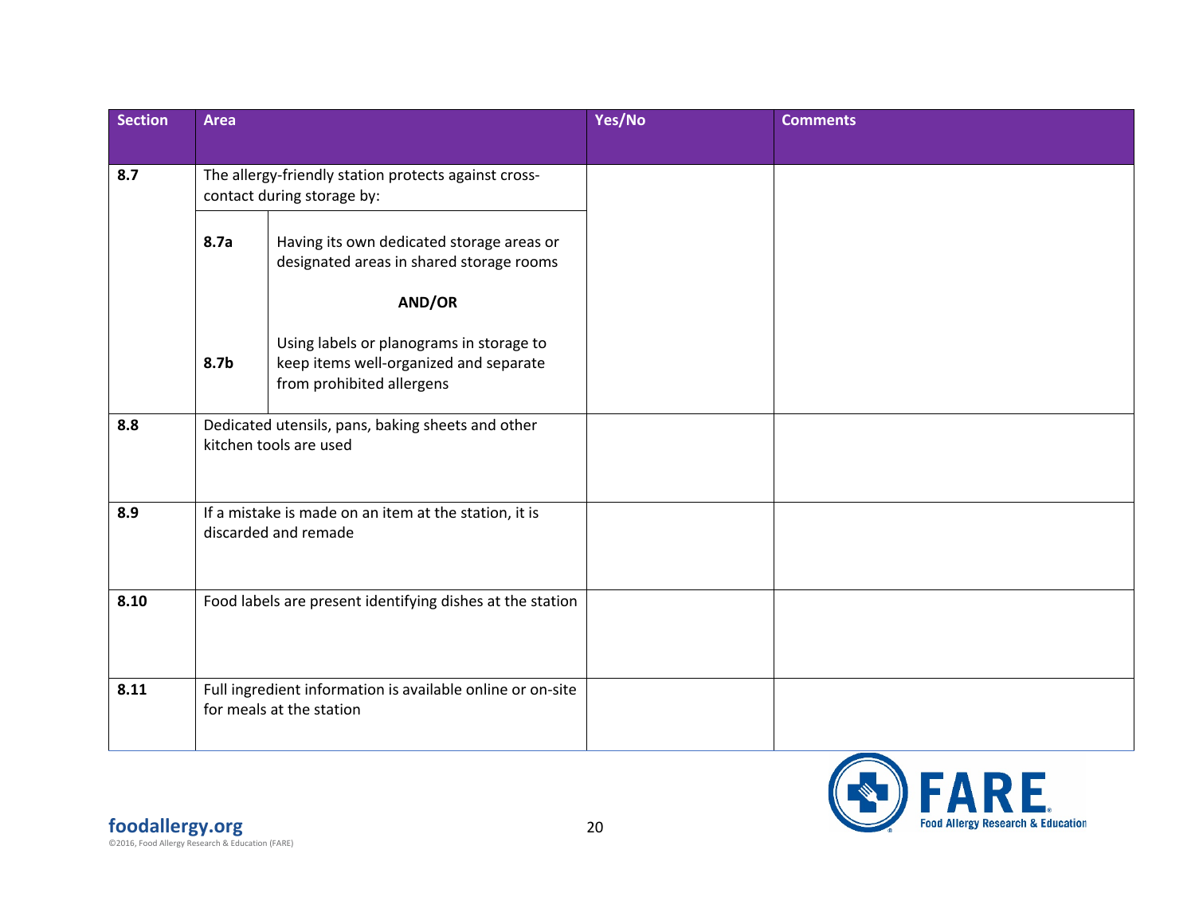| Section | Area | | Yes/No | Comments |
|---|---|---|---|---|
| **8.7** | The allergy-friendly station protects against cross-contact during storage by: | | | |
| | **8.7a** | Having its own dedicated storage areas or designated areas in shared storage rooms<br><br>**AND/OR** | | |
| | **8.7b** | Using labels or planograms in storage to keep items well-organized and separate from prohibited allergens | | |
| **8.8** | Dedicated utensils, pans, baking sheets and other kitchen tools are used | | | |
| **8.9** | If a mistake is made on an item at the station, it is discarded and remade | | | |
| **8.10** | Food labels are present identifying dishes at the station | | | |
| **8.11** | Full ingredient information is available online or on-site for meals at the station | | | |

**foodallergy.org**
©2016, Food Allergy Research & Education (FARE)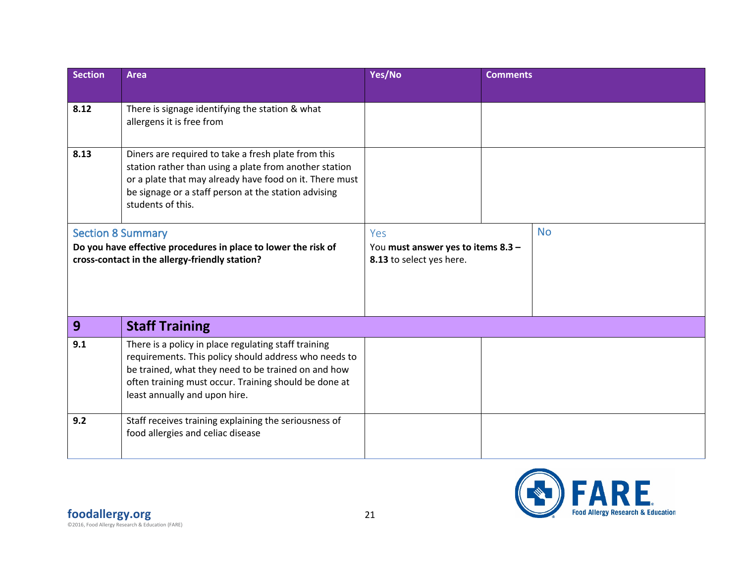| Section | Area | Yes/No | Comments |
|---|---|---|---|
| **8.12** | There is signage identifying the station & what allergens it is free from | | |
| **8.13** | Diners are required to take a fresh plate from this station rather than using a plate from another station or a plate that may already have food on it. There must be signage or a staff person at the station advising students of this. | | |
| Section 8 Summary<br>**Do you have effective procedures in place to lower the risk of cross-contact in the allergy-friendly station?** | | Yes<br>You **must answer yes to items 8.3 – 8.13** to select yes here. | No |
| **9** | **Staff Training** | | |
| **9.1** | There is a policy in place regulating staff training requirements. This policy should address who needs to be trained, what they need to be trained on and how often training must occur. Training should be done at least annually and upon hire. | | |
| **9.2** | Staff receives training explaining the seriousness of food allergies and celiac disease | | |

**foodallergy.org**
©2016, Food Allergy Research & Education (FARE)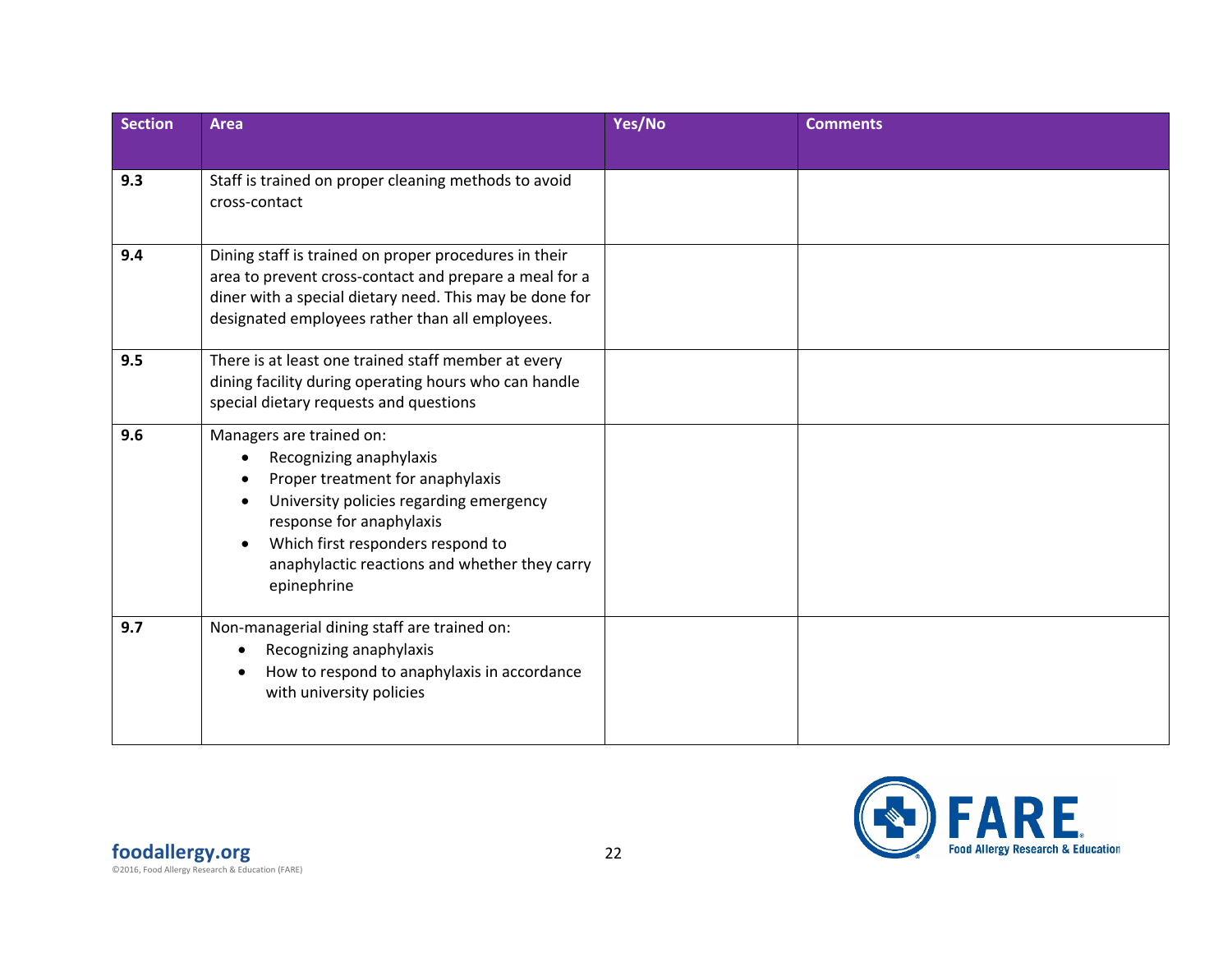| Section | Area | Yes/No | Comments |
|---|---|---|---|
| **9.3** | Staff is trained on proper cleaning methods to avoid cross-contact | | |
| **9.4** | Dining staff is trained on proper procedures in their area to prevent cross-contact and prepare a meal for a diner with a special dietary need. This may be done for designated employees rather than all employees. | | |
| **9.5** | There is at least one trained staff member at every dining facility during operating hours who can handle special dietary requests and questions | | |
| **9.6** | Managers are trained on:<br>• Recognizing anaphylaxis<br>• Proper treatment for anaphylaxis<br>• University policies regarding emergency response for anaphylaxis<br>• Which first responders respond to anaphylactic reactions and whether they carry epinephrine | | |
| **9.7** | Non-managerial dining staff are trained on:<br>• Recognizing anaphylaxis<br>• How to respond to anaphylaxis in accordance with university policies | | |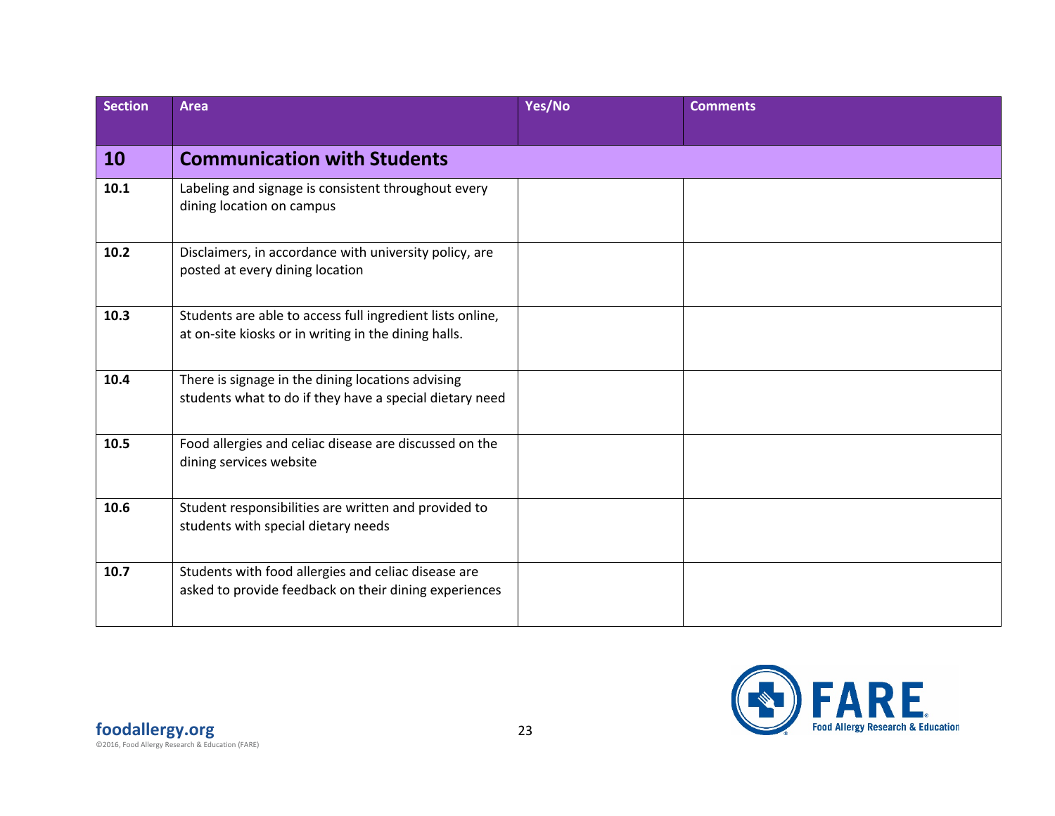| Section | Area | Yes/No | Comments |
|---|---|---|---|
| **10** | **Communication with Students** | | |
| **10.1** | Labeling and signage is consistent throughout every dining location on campus | | |
| **10.2** | Disclaimers, in accordance with university policy, are posted at every dining location | | |
| **10.3** | Students are able to access full ingredient lists online, at on-site kiosks or in writing in the dining halls. | | |
| **10.4** | There is signage in the dining locations advising students what to do if they have a special dietary need | | |
| **10.5** | Food allergies and celiac disease are discussed on the dining services website | | |
| **10.6** | Student responsibilities are written and provided to students with special dietary needs | | |
| **10.7** | Students with food allergies and celiac disease are asked to provide feedback on their dining experiences | | |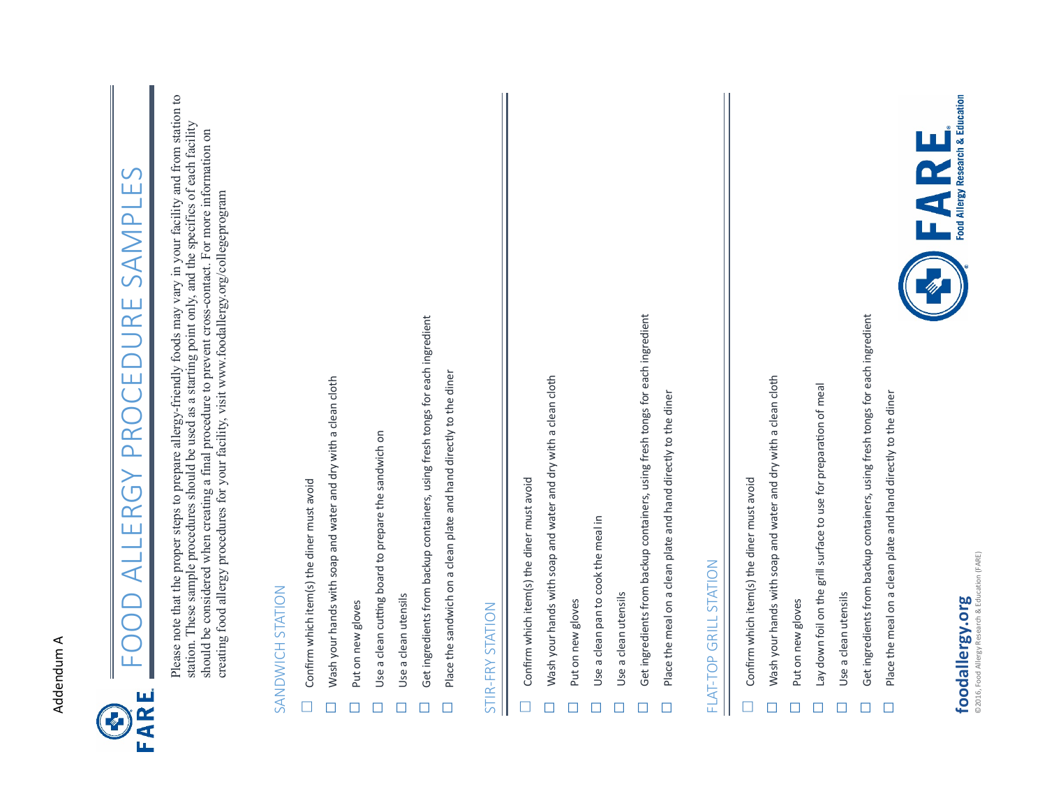Addendum A

# FOOD ALLERGY PROCEDURE SAMPLES

Please note that the proper steps to prepare allergy-friendly foods may vary in your facility and from station to station. These sample procedures should be used as a starting point only, and the specifics of each facility should be considered when creating a final procedure to prevent cross-contact. For more information on creating food allergy procedures for your facility, visit www.foodallergy.org/collegeprogram

## SANDWICH STATION

- ☐ Confirm which item(s) the diner must avoid
- ☐ Wash your hands with soap and water and dry with a clean cloth
- ☐ Put on new gloves
- ☐ Use a clean cutting board to prepare the sandwich on
- ☐ Use a clean utensils
- ☐ Get ingredients from backup containers, using fresh tongs for each ingredient
- ☐ Place the sandwich on a clean plate and hand directly to the diner

## STIR-FRY STATION

- ☐ Confirm which item(s) the diner must avoid
- ☐ Wash your hands with soap and water and dry with a clean cloth
- ☐ Put on new gloves
- ☐ Use a clean pan to cook the meal in
- ☐ Use a clean utensils
- ☐ Get ingredients from backup containers, using fresh tongs for each ingredient
- ☐ Place the meal on a clean plate and hand directly to the diner

## FLAT-TOP GRILL STATION

- ☐ Confirm which item(s) the diner must avoid
- ☐ Wash your hands with soap and water and dry with a clean cloth
- ☐ Put on new gloves
- ☐ Lay down foil on the grill surface to use for preparation of meal
- ☐ Use a clean utensils
- ☐ Get ingredients from backup containers, using fresh tongs for each ingredient
- ☐ Place the meal on a clean plate and hand directly to the diner

FARE Food Allergy Research & Education

**foodallergy.org**

©2016, Food Allergy Research & Education (FARE)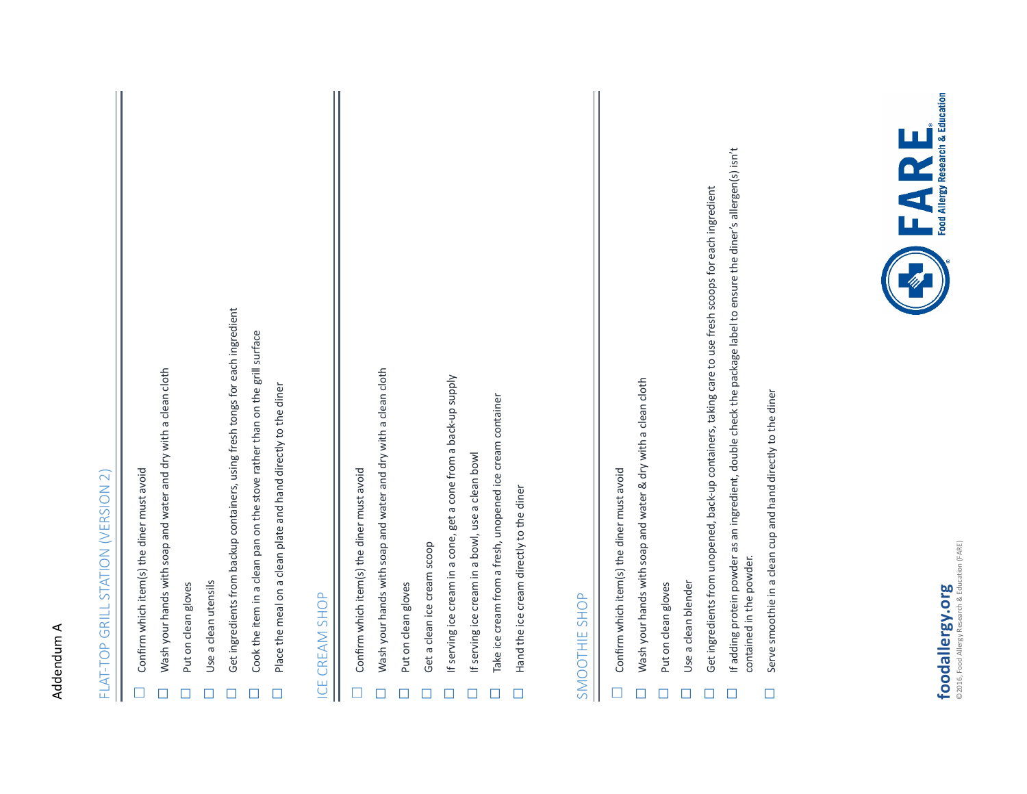Addendum A

## FLAT-TOP GRILL STATION (VERSION 2)

- ☐ Confirm which item(s) the diner must avoid
- ☐ Wash your hands with soap and water and dry with a clean cloth
- ☐ Put on clean gloves
- ☐ Use a clean utensils
- ☐ Get ingredients from backup containers, using fresh tongs for each ingredient
- ☐ Cook the item in a clean pan on the stove rather than on the grill surface
- ☐ Place the meal on a clean plate and hand directly to the diner

## ICE CREAM SHOP

- ☐ Confirm which item(s) the diner must avoid
- ☐ Wash your hands with soap and water and dry with a clean cloth
- ☐ Put on clean gloves
- ☐ Get a clean ice cream scoop
- ☐ If serving ice cream in a cone, get a cone from a back-up supply
- ☐ If serving ice cream in a bowl, use a clean bowl
- ☐ Take ice cream from a fresh, unopened ice cream container
- ☐ Hand the ice cream directly to the diner

## SMOOTHIE SHOP

- ☐ Confirm which item(s) the diner must avoid
- ☐ Wash your hands with soap and water & dry with a clean cloth
- ☐ Put on clean gloves
- ☐ Use a clean blender
- ☐ Get ingredients from unopened, back-up containers, taking care to use fresh scoops for each ingredient
- ☐ If adding protein powder as an ingredient, double check the package label to ensure the diner's allergen(s) isn't contained in the powder.
- ☐ Serve smoothie in a clean cup and hand directly to the diner

**foodallergy.org**
©2016, Food Allergy Research & Education (FARE)

FARE® Food Allergy Research & Education